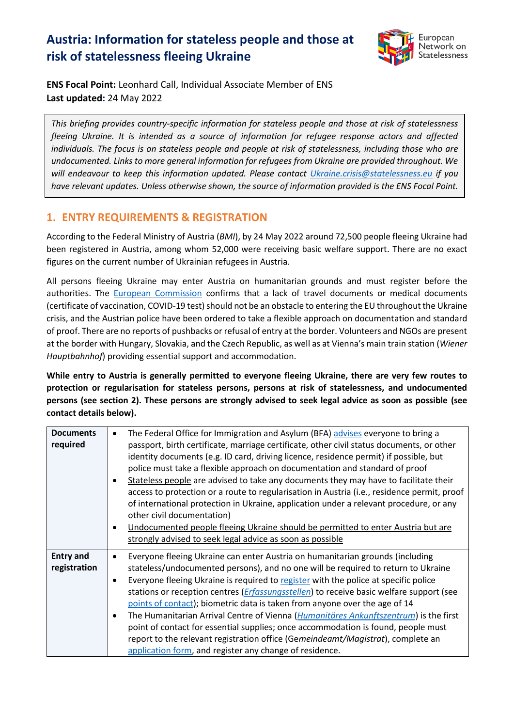# Austria: Information for stateless people and those at risk of statelessness fleeing Ukraine

**ENS Focal Point:** Leonhard Call, Individual Associate Member of ENS
**Last updated:** 24 May 2022

*This briefing provides country-specific information for stateless people and those at risk of statelessness fleeing Ukraine. It is intended as a source of information for refugee response actors and affected individuals. The focus is on stateless people and people at risk of statelessness, including those who are undocumented. Links to more general information for refugees from Ukraine are provided throughout. We will endeavour to keep this information updated. Please contact Ukraine.crisis@statelessness.eu if you have relevant updates. Unless otherwise shown, the source of information provided is the ENS Focal Point.*

## 1. ENTRY REQUIREMENTS & REGISTRATION

According to the Federal Ministry of Austria (*BMI*), by 24 May 2022 around 72,500 people fleeing Ukraine had been registered in Austria, among whom 52,000 were receiving basic welfare support. There are no exact figures on the current number of Ukrainian refugees in Austria.

All persons fleeing Ukraine may enter Austria on humanitarian grounds and must register before the authorities. The European Commission confirms that a lack of travel documents or medical documents (certificate of vaccination, COVID-19 test) should not be an obstacle to entering the EU throughout the Ukraine crisis, and the Austrian police have been ordered to take a flexible approach on documentation and standard of proof. There are no reports of pushbacks or refusal of entry at the border. Volunteers and NGOs are present at the border with Hungary, Slovakia, and the Czech Republic, as well as at Vienna's main train station (*Wiener Hauptbahnhof*) providing essential support and accommodation.

**While entry to Austria is generally permitted to everyone fleeing Ukraine, there are very few routes to protection or regularisation for stateless persons, persons at risk of statelessness, and undocumented persons (see section 2). These persons are strongly advised to seek legal advice as soon as possible (see contact details below).**

| | |
|---|---|
| **Documents required** | • The Federal Office for Immigration and Asylum (BFA) advises everyone to bring a passport, birth certificate, marriage certificate, other civil status documents, or other identity documents (e.g. ID card, driving licence, residence permit) if possible, but police must take a flexible approach on documentation and standard of proof<br>• Stateless people are advised to take any documents they may have to facilitate their access to protection or a route to regularisation in Austria (i.e., residence permit, proof of international protection in Ukraine, application under a relevant procedure, or any other civil documentation)<br>• Undocumented people fleeing Ukraine should be permitted to enter Austria but are strongly advised to seek legal advice as soon as possible |
| **Entry and registration** | • Everyone fleeing Ukraine can enter Austria on humanitarian grounds (including stateless/undocumented persons), and no one will be required to return to Ukraine<br>• Everyone fleeing Ukraine is required to register with the police at specific police stations or reception centres (*Erfassungsstellen*) to receive basic welfare support (see points of contact); biometric data is taken from anyone over the age of 14<br>• The Humanitarian Arrival Centre of Vienna (*Humanitäres Ankunftszentrum*) is the first point of contact for essential supplies; once accommodation is found, people must report to the relevant registration office (Ge*meindeamt/Magistrat*), complete an application form, and register any change of residence. |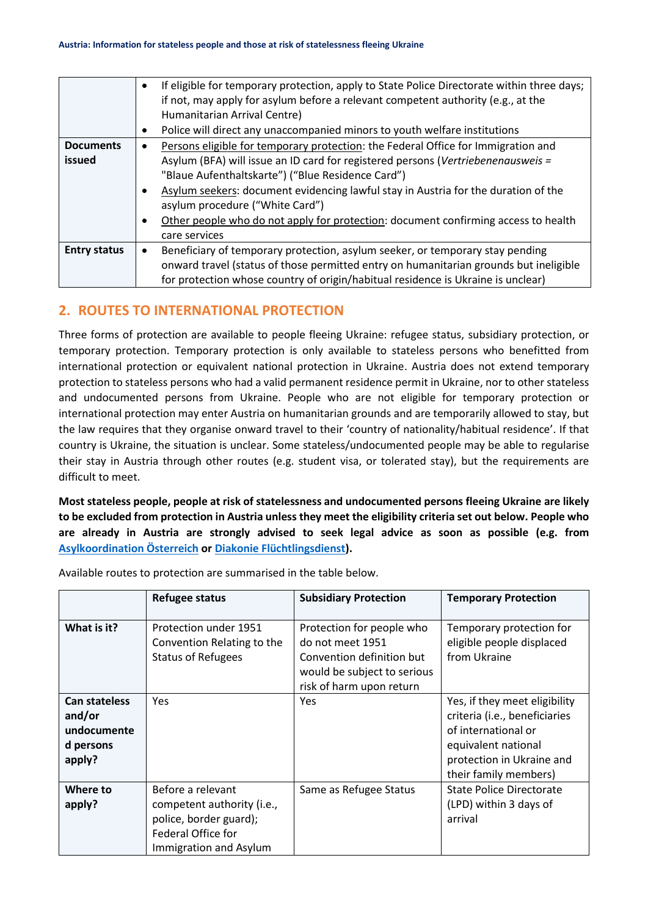| | |
|---|---|
| | • If eligible for temporary protection, apply to State Police Directorate within three days; if not, may apply for asylum before a relevant competent authority (e.g., at the Humanitarian Arrival Centre)<br>• Police will direct any unaccompanied minors to youth welfare institutions |
| **Documents issued** | • Persons eligible for temporary protection: the Federal Office for Immigration and Asylum (BFA) will issue an ID card for registered persons (*Vertriebenenausweis* = "Blaue Aufenthaltskarte") ("Blue Residence Card")<br>• Asylum seekers: document evidencing lawful stay in Austria for the duration of the asylum procedure ("White Card")<br>• Other people who do not apply for protection: document confirming access to health care services |
| **Entry status** | • Beneficiary of temporary protection, asylum seeker, or temporary stay pending onward travel (status of those permitted entry on humanitarian grounds but ineligible for protection whose country of origin/habitual residence is Ukraine is unclear) |

## 2. ROUTES TO INTERNATIONAL PROTECTION

Three forms of protection are available to people fleeing Ukraine: refugee status, subsidiary protection, or temporary protection. Temporary protection is only available to stateless persons who benefitted from international protection or equivalent national protection in Ukraine. Austria does not extend temporary protection to stateless persons who had a valid permanent residence permit in Ukraine, nor to other stateless and undocumented persons from Ukraine. People who are not eligible for temporary protection or international protection may enter Austria on humanitarian grounds and are temporarily allowed to stay, but the law requires that they organise onward travel to their 'country of nationality/habitual residence'. If that country is Ukraine, the situation is unclear. Some stateless/undocumented people may be able to regularise their stay in Austria through other routes (e.g. student visa, or tolerated stay), but the requirements are difficult to meet.

**Most stateless people, people at risk of statelessness and undocumented persons fleeing Ukraine are likely to be excluded from protection in Austria unless they meet the eligibility criteria set out below. People who are already in Austria are strongly advised to seek legal advice as soon as possible (e.g. from Asylkoordination Österreich or Diakonie Flüchtlingsdienst).**

Available routes to protection are summarised in the table below.

| | Refugee status | Subsidiary Protection | Temporary Protection |
|---|---|---|---|
| **What is it?** | Protection under 1951 Convention Relating to the Status of Refugees | Protection for people who do not meet 1951 Convention definition but would be subject to serious risk of harm upon return | Temporary protection for eligible people displaced from Ukraine |
| **Can stateless and/or undocumented persons apply?** | Yes | Yes | Yes, if they meet eligibility criteria (i.e., beneficiaries of international or equivalent national protection in Ukraine and their family members) |
| **Where to apply?** | Before a relevant competent authority (i.e., police, border guard); Federal Office for Immigration and Asylum | Same as Refugee Status | State Police Directorate (LPD) within 3 days of arrival |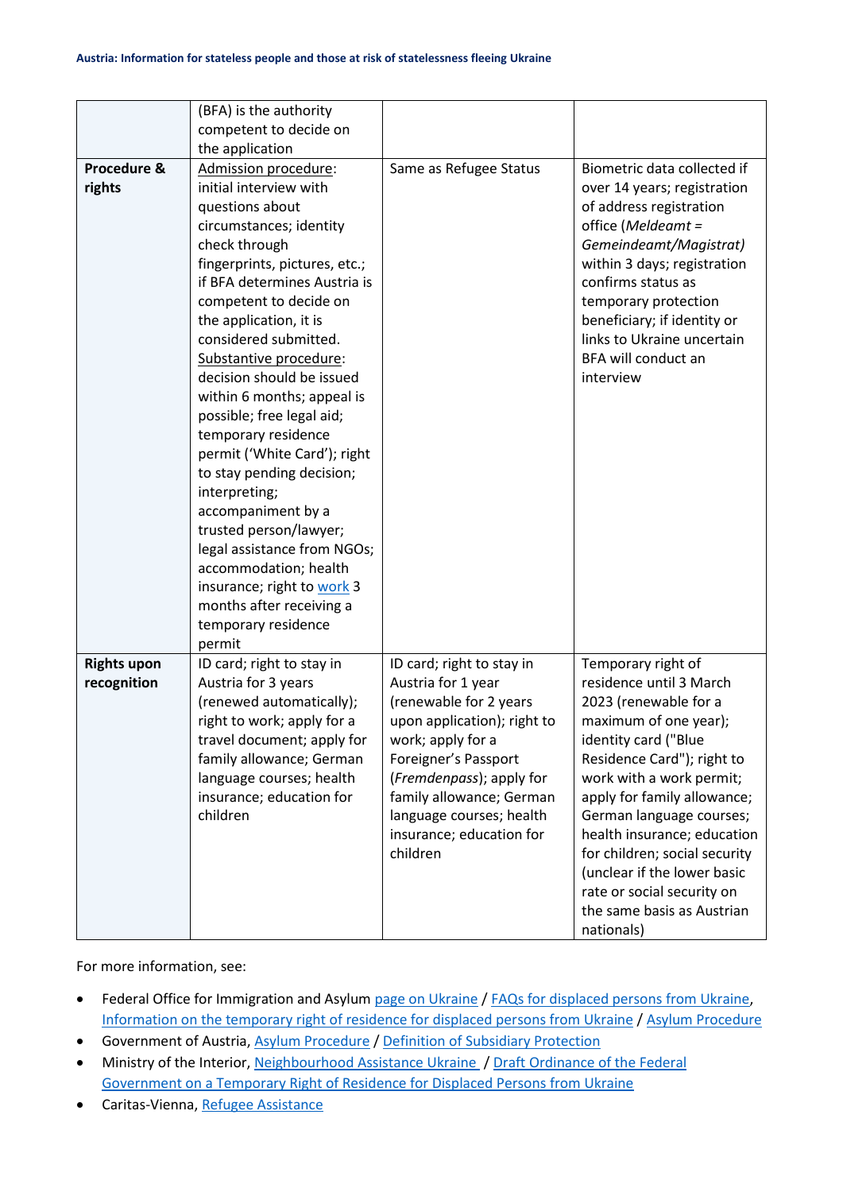| | | | |
|---|---|---|---|
| | (BFA) is the authority competent to decide on the application | | |
| **Procedure & rights** | Admission procedure: initial interview with questions about circumstances; identity check through fingerprints, pictures, etc.; if BFA determines Austria is competent to decide on the application, it is considered submitted. Substantive procedure: decision should be issued within 6 months; appeal is possible; free legal aid; temporary residence permit ('White Card'); right to stay pending decision; interpreting; accompaniment by a trusted person/lawyer; legal assistance from NGOs; accommodation; health insurance; right to work 3 months after receiving a temporary residence permit | Same as Refugee Status | Biometric data collected if over 14 years; registration of address registration office (*Meldeamt = Gemeindeamt/Magistrat)* within 3 days; registration confirms status as temporary protection beneficiary; if identity or links to Ukraine uncertain BFA will conduct an interview |
| **Rights upon recognition** | ID card; right to stay in Austria for 3 years (renewed automatically); right to work; apply for a travel document; apply for family allowance; German language courses; health insurance; education for children | ID card; right to stay in Austria for 1 year (renewable for 2 years upon application); right to work; apply for a Foreigner's Passport (*Fremdenpass*); apply for family allowance; German language courses; health insurance; education for children | Temporary right of residence until 3 March 2023 (renewable for a maximum of one year); identity card ("Blue Residence Card"); right to work with a work permit; apply for family allowance; German language courses; health insurance; education for children; social security (unclear if the lower basic rate or social security on the same basis as Austrian nationals) |

For more information, see:

- Federal Office for Immigration and Asylum page on Ukraine / FAQs for displaced persons from Ukraine, Information on the temporary right of residence for displaced persons from Ukraine / Asylum Procedure
- Government of Austria, Asylum Procedure / Definition of Subsidiary Protection
- Ministry of the Interior, Neighbourhood Assistance Ukraine / Draft Ordinance of the Federal Government on a Temporary Right of Residence for Displaced Persons from Ukraine
- Caritas-Vienna, Refugee Assistance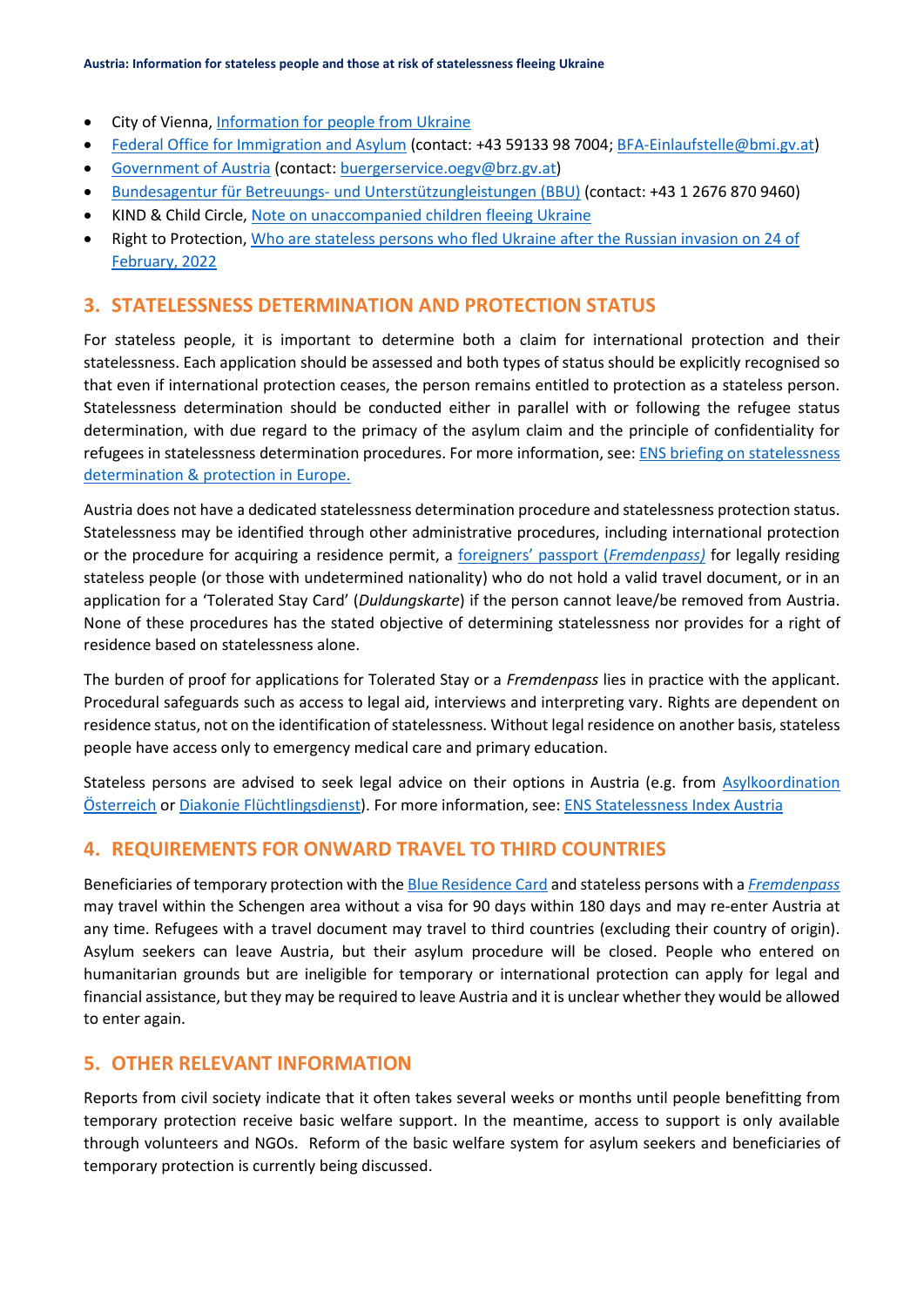- City of Vienna, [Information for people from Ukraine]
- [Federal Office for Immigration and Asylum] (contact: +43 59133 98 7004; [BFA-Einlaufstelle@bmi.gv.at])
- [Government of Austria] (contact: [buergerservice.oegv@brz.gv.at])
- [Bundesagentur für Betreuungs- und Unterstützungleistungen (BBU)] (contact: +43 1 2676 870 9460)
- KIND & Child Circle, [Note on unaccompanied children fleeing Ukraine]
- Right to Protection, [Who are stateless persons who fled Ukraine after the Russian invasion on 24 of February, 2022]

## 3. STATELESSNESS DETERMINATION AND PROTECTION STATUS

For stateless people, it is important to determine both a claim for international protection and their statelessness. Each application should be assessed and both types of status should be explicitly recognised so that even if international protection ceases, the person remains entitled to protection as a stateless person. Statelessness determination should be conducted either in parallel with or following the refugee status determination, with due regard to the primacy of the asylum claim and the principle of confidentiality for refugees in statelessness determination procedures. For more information, see: [ENS briefing on statelessness determination & protection in Europe.]

Austria does not have a dedicated statelessness determination procedure and statelessness protection status. Statelessness may be identified through other administrative procedures, including international protection or the procedure for acquiring a residence permit, a [foreigners' passport (*Fremdenpass*)] for legally residing stateless people (or those with undetermined nationality) who do not hold a valid travel document, or in an application for a 'Tolerated Stay Card' (*Duldungskarte*) if the person cannot leave/be removed from Austria. None of these procedures has the stated objective of determining statelessness nor provides for a right of residence based on statelessness alone.

The burden of proof for applications for Tolerated Stay or a *Fremdenpass* lies in practice with the applicant. Procedural safeguards such as access to legal aid, interviews and interpreting vary. Rights are dependent on residence status, not on the identification of statelessness. Without legal residence on another basis, stateless people have access only to emergency medical care and primary education.

Stateless persons are advised to seek legal advice on their options in Austria (e.g. from [Asylkoordination Österreich] or [Diakonie Flüchtlingsdienst]). For more information, see: [ENS Statelessness Index Austria]

## 4. REQUIREMENTS FOR ONWARD TRAVEL TO THIRD COUNTRIES

Beneficiaries of temporary protection with the [Blue Residence Card] and stateless persons with a [*Fremdenpass*] may travel within the Schengen area without a visa for 90 days within 180 days and may re-enter Austria at any time. Refugees with a travel document may travel to third countries (excluding their country of origin). Asylum seekers can leave Austria, but their asylum procedure will be closed. People who entered on humanitarian grounds but are ineligible for temporary or international protection can apply for legal and financial assistance, but they may be required to leave Austria and it is unclear whether they would be allowed to enter again.

## 5. OTHER RELEVANT INFORMATION

Reports from civil society indicate that it often takes several weeks or months until people benefitting from temporary protection receive basic welfare support. In the meantime, access to support is only available through volunteers and NGOs. Reform of the basic welfare system for asylum seekers and beneficiaries of temporary protection is currently being discussed.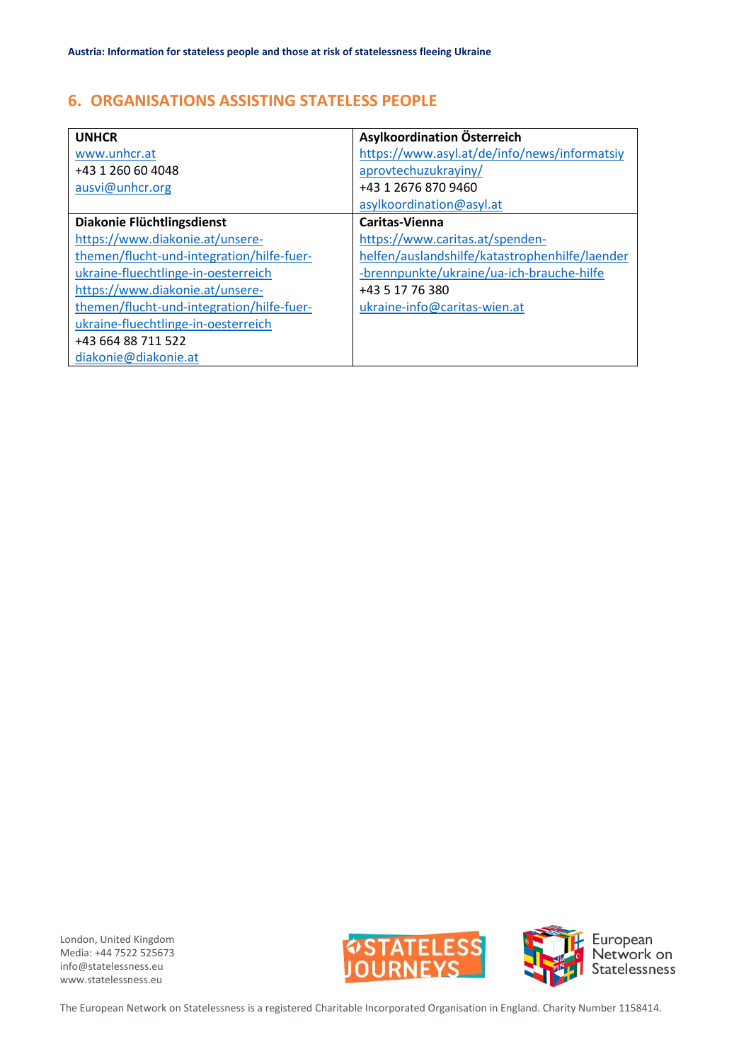## 6. ORGANISATIONS ASSISTING STATELESS PEOPLE

| | |
|---|---|
| **UNHCR**<br>www.unhcr.at<br>+43 1 260 60 4048<br>ausvi@unhcr.org | **Asylkoordination Österreich**<br>https://www.asyl.at/de/info/news/informatsiyaprovtechuzukrayiny/<br>+43 1 2676 870 9460<br>asylkoordination@asyl.at |
| **Diakonie Flüchtlingsdienst**<br>https://www.diakonie.at/unsere-themen/flucht-und-integration/hilfe-fuer-ukraine-fluechtlinge-in-oesterreich<br>https://www.diakonie.at/unsere-themen/flucht-und-integration/hilfe-fuer-ukraine-fluechtlinge-in-oesterreich<br>+43 664 88 711 522<br>diakonie@diakonie.at | **Caritas-Vienna**<br>https://www.caritas.at/spenden-helfen/auslandshilfe/katastrophenhilfe/laender-brennpunkte/ukraine/ua-ich-brauche-hilfe<br>+43 5 17 76 380<br>ukraine-info@caritas-wien.at |

London, United Kingdom
Media: +44 7522 525673
info@statelessness.eu
www.statelessness.eu

STATELESS JOURNEYS

European Network on Statelessness

The European Network on Statelessness is a registered Charitable Incorporated Organisation in England. Charity Number 1158414.